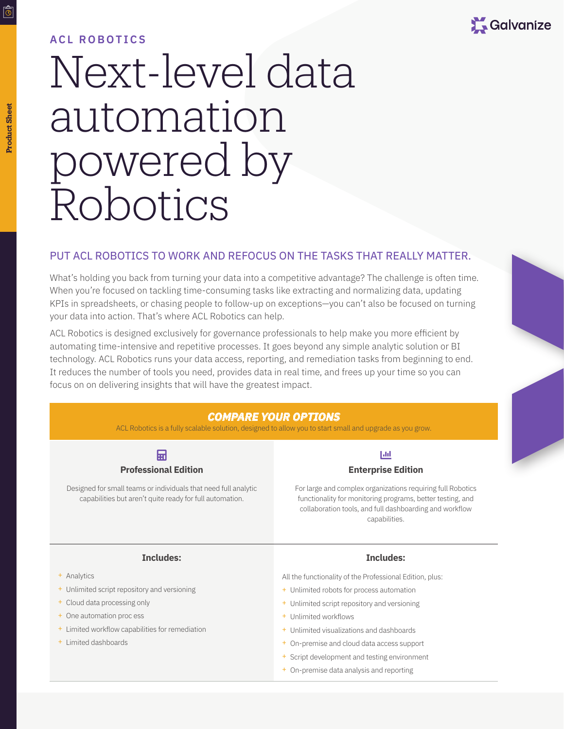ACL ROBOTICS

# Next-level data automation powered by Robotics

## PUT ACL ROBOTICS TO WORK AND REFOCUS ON THE TASKS THAT REALLY MATTER.

What's holding you back from turning your data into a competitive advantage? The challenge is often time. When you're focused on tackling time-consuming tasks like extracting and normalizing data, updating KPIs in spreadsheets, or chasing people to follow-up on exceptions—you can't also be focused on turning your data into action. That's where ACL Robotics can help.

ACL Robotics is designed exclusively for governance professionals to help make you more efficient by automating time-intensive and repetitive processes. It goes beyond any simple analytic solution or BI technology. ACL Robotics runs your data access, reporting, and remediation tasks from beginning to end. It reduces the number of tools you need, provides data in real time, and frees up your time so you can focus on on delivering insights that will have the greatest impact.

## COMPARE YOUR OPTIONS

ACL Robotics is a fully scalable solution, designed to allow you to start small and upgrade as you grow.

### Professional Edition

Designed for small teams or individuals that need full analytic capabilities but aren't quite ready for full automation.

**Includes:**

- Analytics
- Unlimited script repository and versioning
- Cloud data processing only
- One automation proc ess
- Limited workflow capabilities for remediation
- Limited dashboards

### Enterprise Edition

For large and complex organizations requiring full Robotics functionality for monitoring programs, better testing, and collaboration tools, and full dashboarding and workflow capabilities.

**Includes:**

All the functionality of the Professional Edition, plus:

- Unlimited robots for process automation
- Unlimited script repository and versioning
- Unlimited workflows
- Unlimited visualizations and dashboards
- On-premise and cloud data access support
- Script development and testing environment
- On-premise data analysis and reporting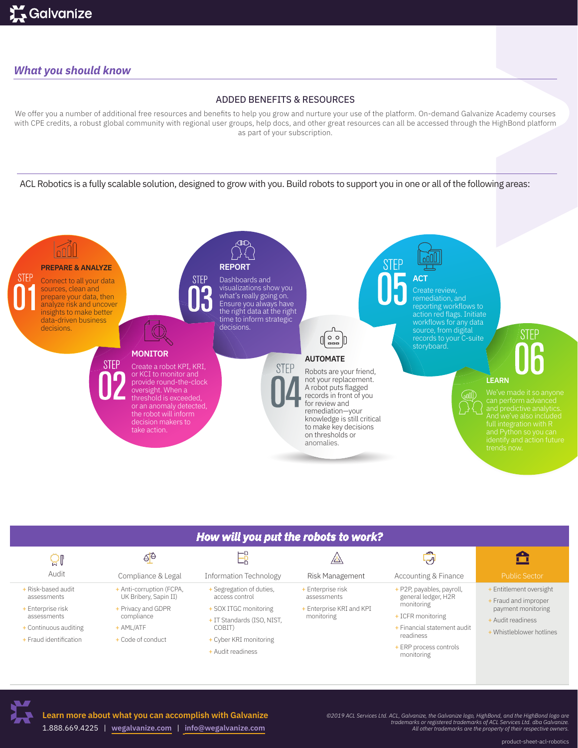## *What you should know*

### ADDED BENEFITS & RESOURCES

We offer you a number of additional free resources and benefits to help you grow and nurture your use of the platform. On-demand Galvanize Academy courses with CPE credits, a robust global community with regional user groups, help docs, and other great resources can all be accessed through the HighBond platform as part of your subscription.

ACL Robotics is a fully scalable solution, designed to grow with you. Build robots to support you in one or all of the following areas:

**STEP 01 — PREPARE & ANALYZE**

Connect to all your data sources, clean and prepare your data, then analyze risk and uncover insights to make better data-driven business decisions.

**STEP 02 — MONITOR**

Create a robot KPI, KRI, or KCI to monitor and provide round-the-clock oversight. When a threshold is exceeded, or an anomaly detected, the robot will inform decision makers to take action.

**STEP 03 — REPORT**

Dashboards and visualizations show you what's really going on. Ensure you always have the right data at the right time to inform strategic decisions.

**STEP 04 — AUTOMATE**

Robots are your friend, not your replacement. A robot puts flagged records in front of you for review and remediation—your knowledge is still critical to make key decisions on thresholds or anomalies.

**STEP 05 — ACT**

Create review, remediation, and reporting workflows to action red flags. Initiate workflows for any data source, from digital records to your C-suite storyboard.

**STEP 06 — LEARN**

We've made it so anyone can perform advanced and predictive analytics. And we've also included full integration with R and Python so you can identify and action future trends now.

## *How will you put the robots to work?*

| Audit | Compliance & Legal | Information Technology | Risk Management | Accounting & Finance | Public Sector |
|---|---|---|---|---|---|
| + Risk-based audit assessments | + Anti-corruption (FCPA, UK Bribery, Sapin II) | + Segregation of duties, access control | + Enterprise risk assessments | + P2P, payables, payroll, general ledger, H2R monitoring | + Entitlement oversight |
| + Enterprise risk assessments | + Privacy and GDPR compliance | + SOX ITGC monitoring | + Enterprise KRI and KPI monitoring | + ICFR monitoring | + Fraud and improper payment monitoring |
| + Continuous auditing | + AML/ATF | + IT Standards (ISO, NIST, COBIT) | | + Financial statement audit readiness | + Audit readiness |
| + Fraud identification | + Code of conduct | + Cyber KRI monitoring | | + ERP process controls monitoring | + Whistleblower hotlines |
| | | + Audit readiness | | | |

**Learn more about what you can accomplish with Galvanize**

1.888.669.4225 | **wegalvanize.com** | **info@wegalvanize.com**

*©2019 ACL Services Ltd. ACL, Galvanize, the Galvanize logo, HighBond, and the HighBond logo are trademarks or registered trademarks of ACL Services Ltd. dba Galvanize. All other trademarks are the property of their respective owners.*

product-sheet-acl-robotics